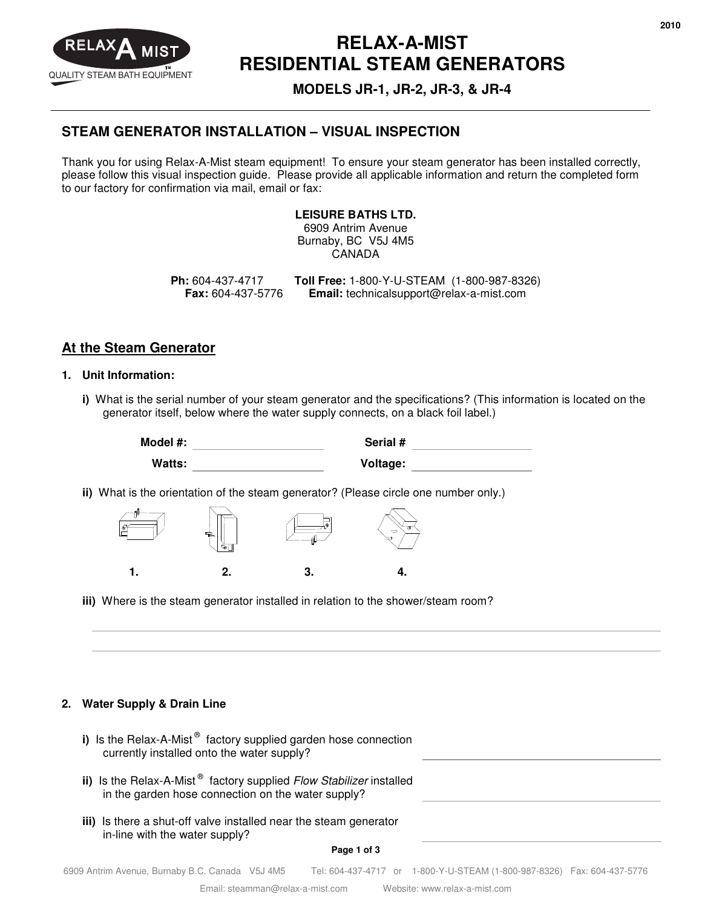2010

# RELAX-A-MIST RESIDENTIAL STEAM GENERATORS

### MODELS JR-1, JR-2, JR-3, & JR-4

## STEAM GENERATOR INSTALLATION – VISUAL INSPECTION

Thank you for using Relax-A-Mist steam equipment! To ensure your steam generator has been installed correctly, please follow this visual inspection guide. Please provide all applicable information and return the completed form to our factory for confirmation via mail, email or fax:

**LEISURE BATHS LTD.**
6909 Antrim Avenue
Burnaby, BC V5J 4M5
CANADA

**Ph:** 604-437-4717 **Toll Free:** 1-800-Y-U-STEAM (1-800-987-8326)
**Fax:** 604-437-5776 **Email:** technicalsupport@relax-a-mist.com

## At the Steam Generator

**1. Unit Information:**

**i)** What is the serial number of your steam generator and the specifications? (This information is located on the generator itself, below where the water supply connects, on a black foil label.)

**Model #:** ____________________ **Serial #** ____________________

**Watts:** ____________________ **Voltage:** ____________________

**ii)** What is the orientation of the steam generator? (Please circle one number only.)

**1.** **2.** **3.** **4.**

**iii)** Where is the steam generator installed in relation to the shower/steam room?

______________________________________________________________________

______________________________________________________________________

**2. Water Supply & Drain Line**

**i)** Is the Relax-A-Mist® factory supplied garden hose connection currently installed onto the water supply? ____________________

**ii)** Is the Relax-A-Mist® factory supplied *Flow Stabilizer* installed in the garden hose connection on the water supply? ____________________

**iii)** Is there a shut-off valve installed near the steam generator in-line with the water supply? ____________________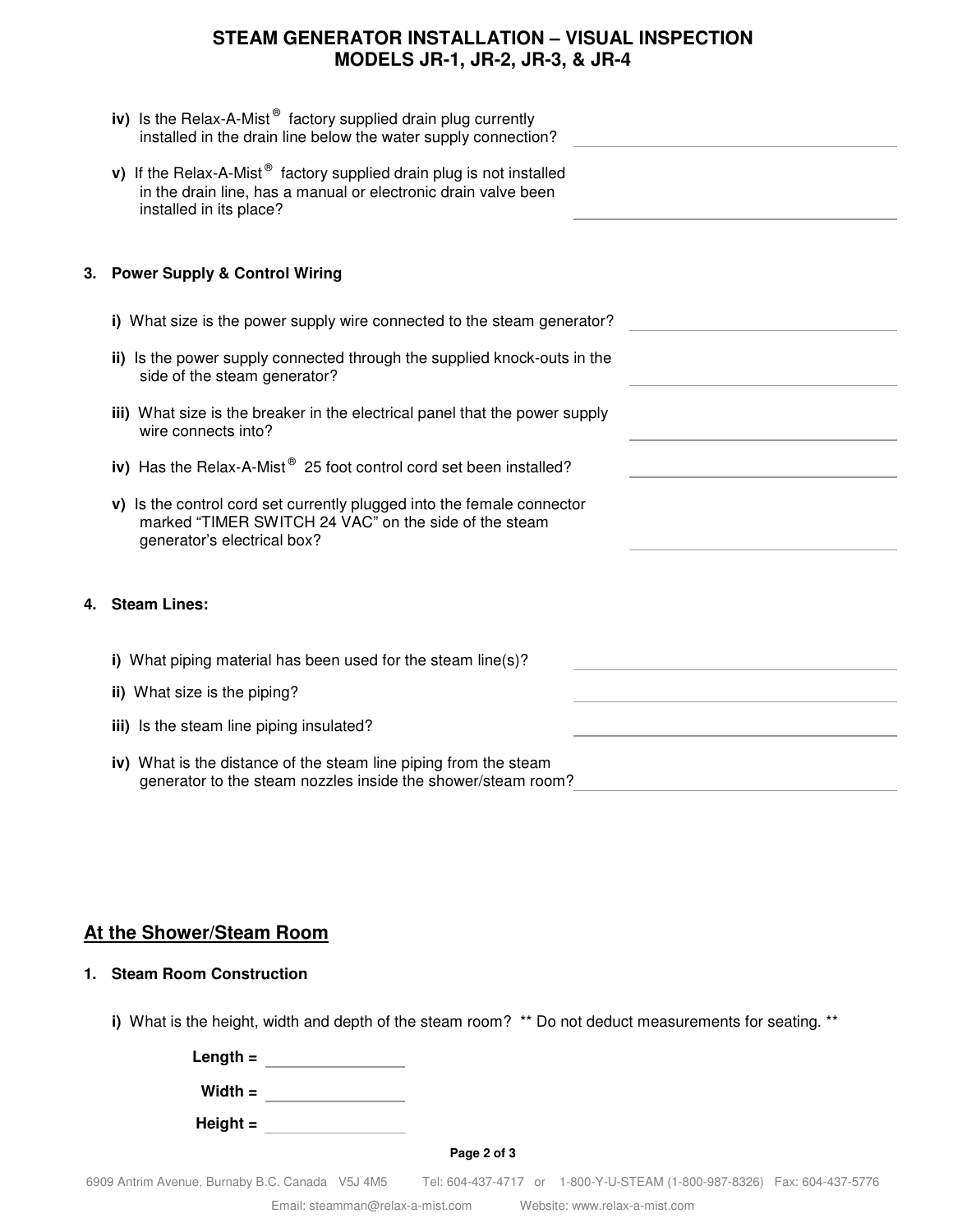**iv)** Is the Relax-A-Mist® factory supplied drain plug currently installed in the drain line below the water supply connection? \_\_\_\_\_\_\_\_\_\_\_\_\_\_\_\_\_\_\_\_

**v)** If the Relax-A-Mist® factory supplied drain plug is not installed in the drain line, has a manual or electronic drain valve been installed in its place? \_\_\_\_\_\_\_\_\_\_\_\_\_\_\_\_\_\_\_\_

### 3. Power Supply & Control Wiring

**i)** What size is the power supply wire connected to the steam generator? \_\_\_\_\_\_\_\_\_\_\_\_\_\_\_\_\_\_\_\_

**ii)** Is the power supply connected through the supplied knock-outs in the side of the steam generator? \_\_\_\_\_\_\_\_\_\_\_\_\_\_\_\_\_\_\_\_

**iii)** What size is the breaker in the electrical panel that the power supply wire connects into? \_\_\_\_\_\_\_\_\_\_\_\_\_\_\_\_\_\_\_\_

**iv)** Has the Relax-A-Mist® 25 foot control cord set been installed? \_\_\_\_\_\_\_\_\_\_\_\_\_\_\_\_\_\_\_\_

**v)** Is the control cord set currently plugged into the female connector marked "TIMER SWITCH 24 VAC" on the side of the steam generator's electrical box? \_\_\_\_\_\_\_\_\_\_\_\_\_\_\_\_\_\_\_\_

### 4. Steam Lines:

**i)** What piping material has been used for the steam line(s)? \_\_\_\_\_\_\_\_\_\_\_\_\_\_\_\_\_\_\_\_

**ii)** What size is the piping? \_\_\_\_\_\_\_\_\_\_\_\_\_\_\_\_\_\_\_\_

**iii)** Is the steam line piping insulated? \_\_\_\_\_\_\_\_\_\_\_\_\_\_\_\_\_\_\_\_

**iv)** What is the distance of the steam line piping from the steam generator to the steam nozzles inside the shower/steam room? \_\_\_\_\_\_\_\_\_\_\_\_\_\_\_\_\_\_\_\_

## At the Shower/Steam Room

### 1. Steam Room Construction

**i)** What is the height, width and depth of the steam room? \*\* Do not deduct measurements for seating. \*\*

**Length =** \_\_\_\_\_\_\_\_\_\_\_\_\_\_\_\_

**Width =** \_\_\_\_\_\_\_\_\_\_\_\_\_\_\_\_

**Height =** \_\_\_\_\_\_\_\_\_\_\_\_\_\_\_\_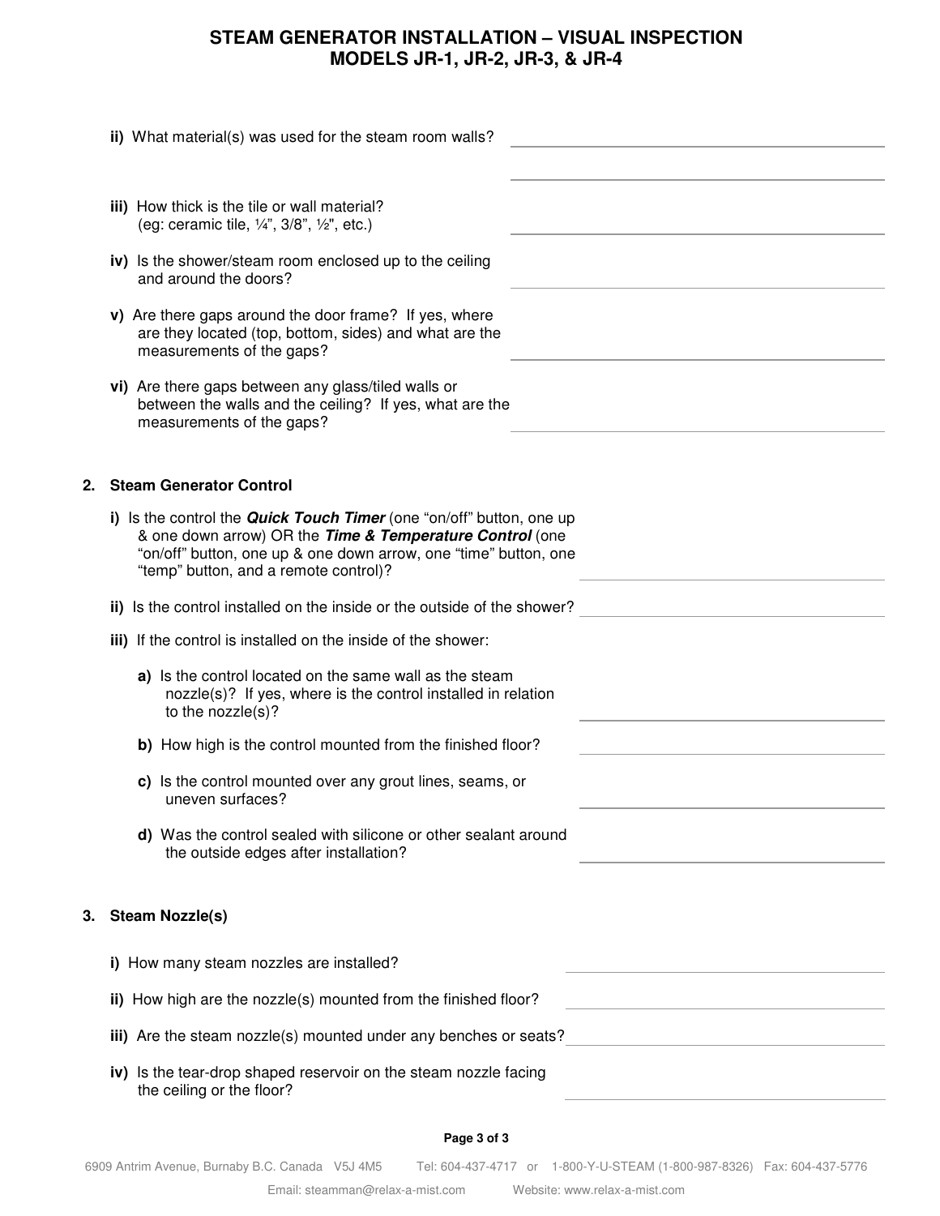# STEAM GENERATOR INSTALLATION – VISUAL INSPECTION
# MODELS JR-1, JR-2, JR-3, & JR-4

**ii)** What material(s) was used for the steam room walls? ____________________

____________________

**iii)** How thick is the tile or wall material? (eg: ceramic tile, ¼", 3/8", ½", etc.) ____________________

**iv)** Is the shower/steam room enclosed up to the ceiling and around the doors? ____________________

**v)** Are there gaps around the door frame? If yes, where are they located (top, bottom, sides) and what are the measurements of the gaps? ____________________

**vi)** Are there gaps between any glass/tiled walls or between the walls and the ceiling? If yes, what are the measurements of the gaps? ____________________

## 2. Steam Generator Control

**i)** Is the control the ***Quick Touch Timer*** (one "on/off" button, one up & one down arrow) OR the ***Time & Temperature Control*** (one "on/off" button, one up & one down arrow, one "time" button, one "temp" button, and a remote control)? ____________________

**ii)** Is the control installed on the inside or the outside of the shower? ____________________

**iii)** If the control is installed on the inside of the shower:

**a)** Is the control located on the same wall as the steam nozzle(s)? If yes, where is the control installed in relation to the nozzle(s)? ____________________

**b)** How high is the control mounted from the finished floor? ____________________

**c)** Is the control mounted over any grout lines, seams, or uneven surfaces? ____________________

**d)** Was the control sealed with silicone or other sealant around the outside edges after installation? ____________________

## 3. Steam Nozzle(s)

**i)** How many steam nozzles are installed? ____________________

**ii)** How high are the nozzle(s) mounted from the finished floor? ____________________

**iii)** Are the steam nozzle(s) mounted under any benches or seats? ____________________

**iv)** Is the tear-drop shaped reservoir on the steam nozzle facing the ceiling or the floor? ____________________

6909 Antrim Avenue, Burnaby B.C. Canada V5J 4M5 Tel: 604-437-4717 or 1-800-Y-U-STEAM (1-800-987-8326) Fax: 604-437-5776

Email: steamman@relax-a-mist.com Website: www.relax-a-mist.com